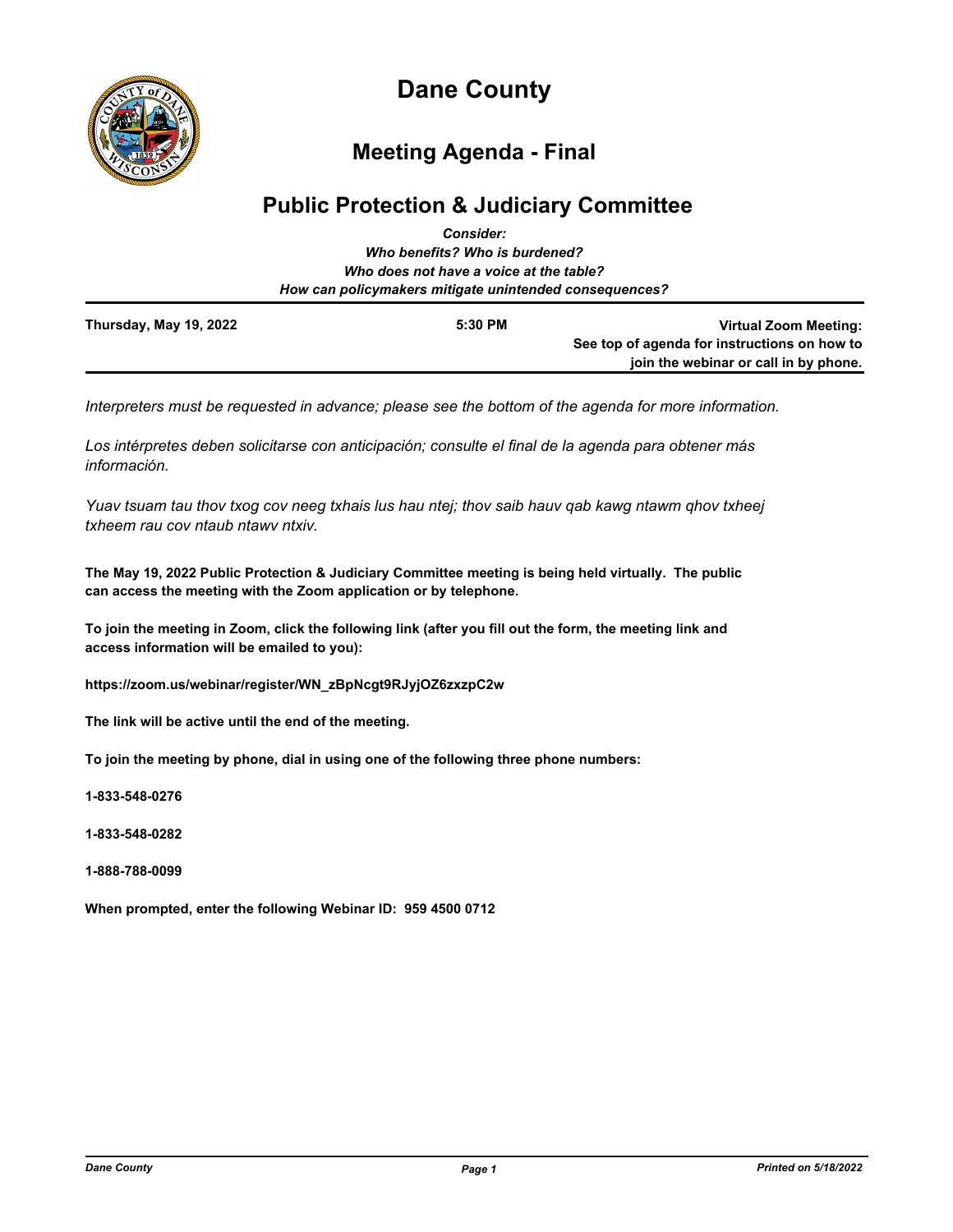# Dane County

## Meeting Agenda - Final

## Public Protection & Judiciary Committee

*Consider:*
*Who benefits? Who is burdened?*
*Who does not have a voice at the table?*
*How can policymakers mitigate unintended consequences?*

**Thursday, May 19, 2022** **5:30 PM** **Virtual Zoom Meeting: See top of agenda for instructions on how to join the webinar or call in by phone.**

*Interpreters must be requested in advance; please see the bottom of the agenda for more information.*

*Los intérpretes deben solicitarse con anticipación; consulte el final de la agenda para obtener más información.*

*Yuav tsuam tau thov txog cov neeg txhais lus hau ntej; thov saib hauv qab kawg ntawm qhov txheej txheem rau cov ntaub ntawv ntxiv.*

**The May 19, 2022 Public Protection & Judiciary Committee meeting is being held virtually. The public can access the meeting with the Zoom application or by telephone.**

**To join the meeting in Zoom, click the following link (after you fill out the form, the meeting link and access information will be emailed to you):**

**https://zoom.us/webinar/register/WN_zBpNcgt9RJyjOZ6zxzpC2w**

**The link will be active until the end of the meeting.**

**To join the meeting by phone, dial in using one of the following three phone numbers:**

**1-833-548-0276**

**1-833-548-0282**

**1-888-788-0099**

**When prompted, enter the following Webinar ID: 959 4500 0712**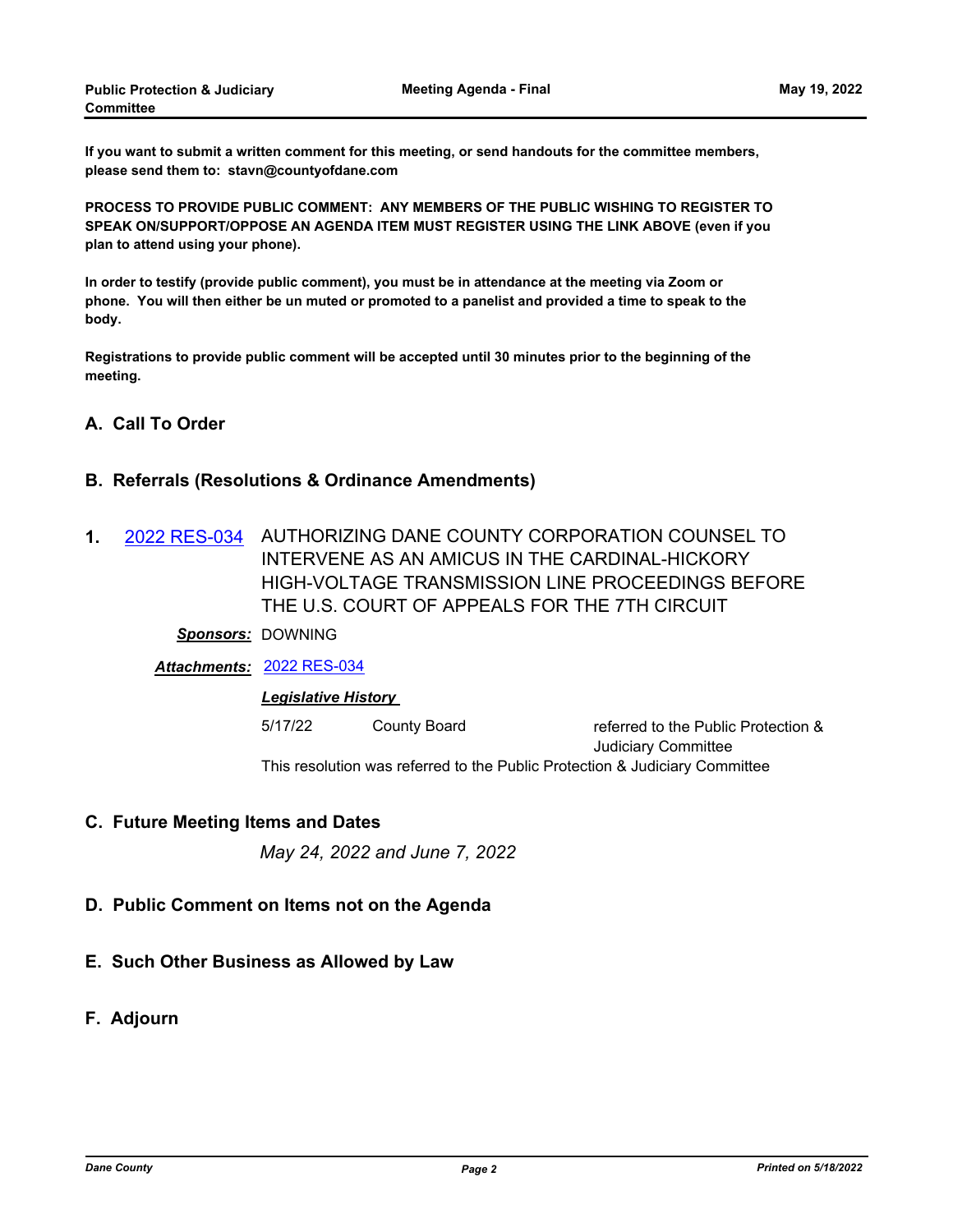**If you want to submit a written comment for this meeting, or send handouts for the committee members, please send them to: stavn@countyofdane.com**

**PROCESS TO PROVIDE PUBLIC COMMENT: ANY MEMBERS OF THE PUBLIC WISHING TO REGISTER TO SPEAK ON/SUPPORT/OPPOSE AN AGENDA ITEM MUST REGISTER USING THE LINK ABOVE (even if you plan to attend using your phone).**

**In order to testify (provide public comment), you must be in attendance at the meeting via Zoom or phone. You will then either be un muted or promoted to a panelist and provided a time to speak to the body.**

**Registrations to provide public comment will be accepted until 30 minutes prior to the beginning of the meeting.**

## A. Call To Order

## B. Referrals (Resolutions & Ordinance Amendments)

**1.** 2022 RES-034 AUTHORIZING DANE COUNTY CORPORATION COUNSEL TO INTERVENE AS AN AMICUS IN THE CARDINAL-HICKORY HIGH-VOLTAGE TRANSMISSION LINE PROCEEDINGS BEFORE THE U.S. COURT OF APPEALS FOR THE 7TH CIRCUIT

***Sponsors:*** DOWNING

***Attachments:*** 2022 RES-034

***Legislative History***

| | | |
|---|---|---|
| 5/17/22 | County Board | referred to the Public Protection & Judiciary Committee |

This resolution was referred to the Public Protection & Judiciary Committee

## C. Future Meeting Items and Dates

*May 24, 2022 and June 7, 2022*

## D. Public Comment on Items not on the Agenda

## E. Such Other Business as Allowed by Law

## F. Adjourn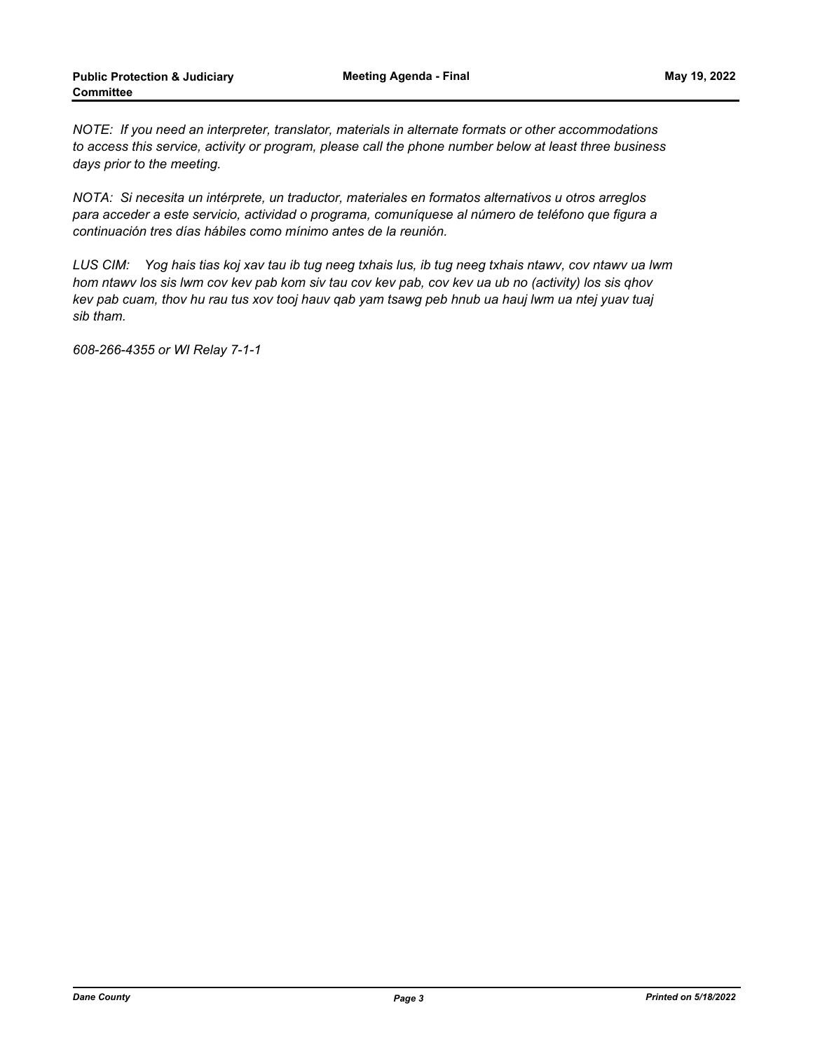*NOTE: If you need an interpreter, translator, materials in alternate formats or other accommodations to access this service, activity or program, please call the phone number below at least three business days prior to the meeting.*

*NOTA: Si necesita un intérprete, un traductor, materiales en formatos alternativos u otros arreglos para acceder a este servicio, actividad o programa, comuníquese al número de teléfono que figura a continuación tres días hábiles como mínimo antes de la reunión.*

*LUS CIM: Yog hais tias koj xav tau ib tug neeg txhais lus, ib tug neeg txhais ntawv, cov ntawv ua lwm hom ntawv los sis lwm cov kev pab kom siv tau cov kev pab, cov kev ua ub no (activity) los sis qhov kev pab cuam, thov hu rau tus xov tooj hauv qab yam tsawg peb hnub ua hauj lwm ua ntej yuav tuaj sib tham.*

*608-266-4355 or WI Relay 7-1-1*